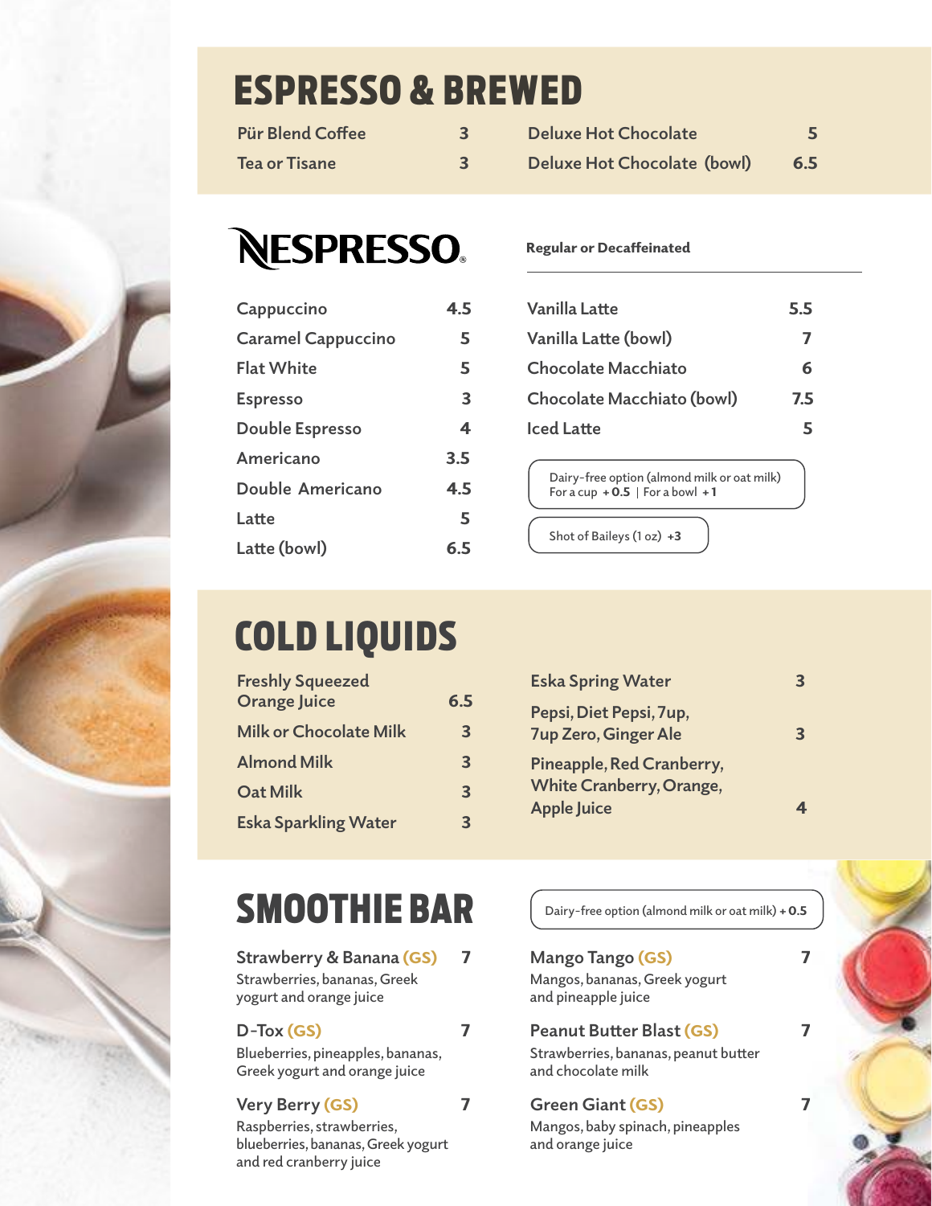# ESPRESSO & BREWED

| Item | Price |
|---|---|
| Pür Blend Coffee | 3 |
| Tea or Tisane | 3 |
| Deluxe Hot Chocolate | 5 |
| Deluxe Hot Chocolate (bowl) | 6.5 |

## NESPRESSO

**Regular or Decaffeinated**

| Item | Price |
|---|---|
| Cappuccino | 4.5 |
| Caramel Cappuccino | 5 |
| Flat White | 5 |
| Espresso | 3 |
| Double Espresso | 4 |
| Americano | 3.5 |
| Double Americano | 4.5 |
| Latte | 5 |
| Latte (bowl) | 6.5 |
| Vanilla Latte | 5.5 |
| Vanilla Latte (bowl) | 7 |
| Chocolate Macchiato | 6 |
| Chocolate Macchiato (bowl) | 7.5 |
| Iced Latte | 5 |

Dairy-free option (almond milk or oat milk)
For a cup **+0.5** | For a bowl **+1**

Shot of Baileys (1 oz) **+3**

# COLD LIQUIDS

| Item | Price |
|---|---|
| Freshly Squeezed Orange Juice | 6.5 |
| Milk or Chocolate Milk | 3 |
| Almond Milk | 3 |
| Oat Milk | 3 |
| Eska Sparkling Water | 3 |
| Eska Spring Water | 3 |
| Pepsi, Diet Pepsi, 7up, 7up Zero, Ginger Ale | 3 |
| Pineapple, Red Cranberry, White Cranberry, Orange, Apple Juice | 4 |

# SMOOTHIE BAR

Dairy-free option (almond milk or oat milk) **+0.5**

**Strawberry & Banana (GS)** — 7
Strawberries, bananas, Greek yogurt and orange juice

**D-Tox (GS)** — 7
Blueberries, pineapples, bananas, Greek yogurt and orange juice

**Very Berry (GS)** — 7
Raspberries, strawberries, blueberries, bananas, Greek yogurt and red cranberry juice

**Mango Tango (GS)** — 7
Mangos, bananas, Greek yogurt and pineapple juice

**Peanut Butter Blast (GS)** — 7
Strawberries, bananas, peanut butter and chocolate milk

**Green Giant (GS)** — 7
Mangos, baby spinach, pineapples and orange juice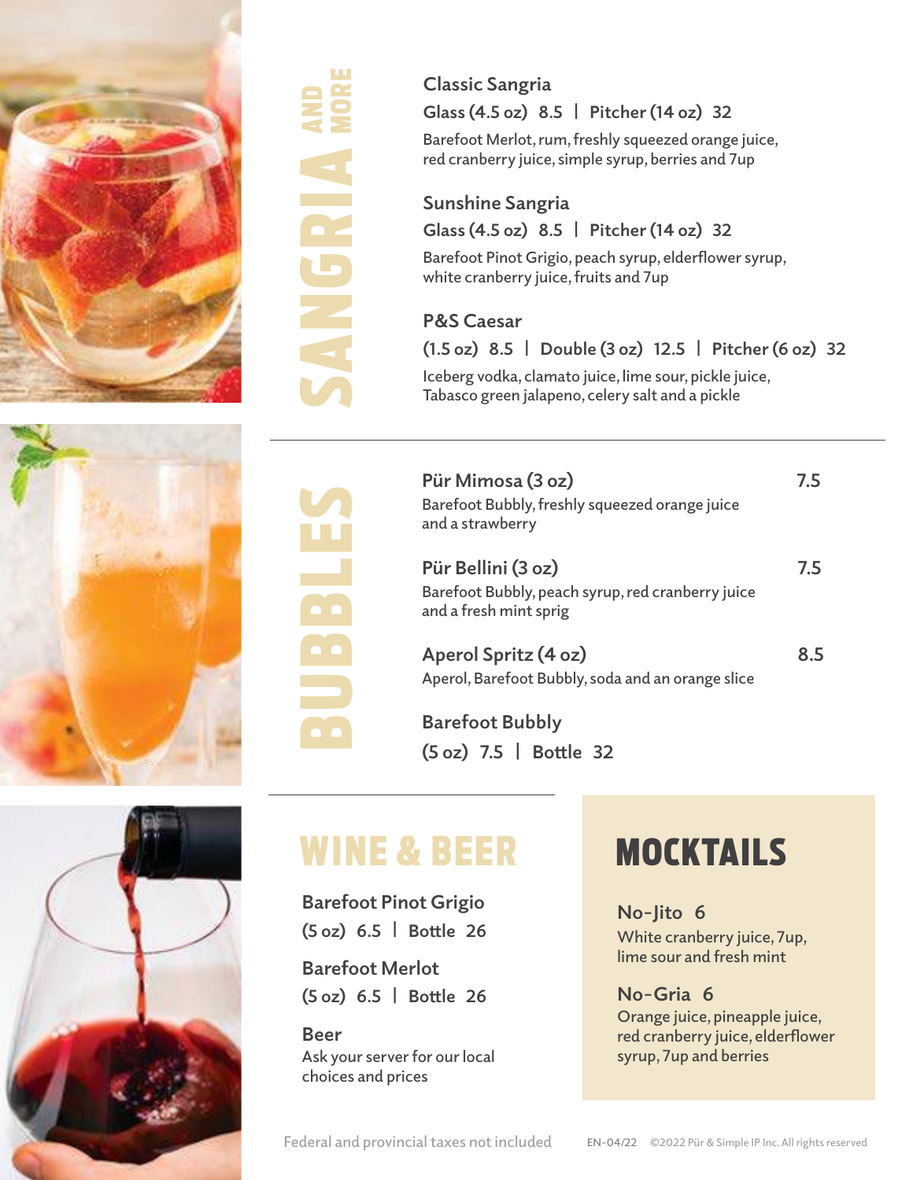## SANGRIA AND MORE

### Classic Sangria

Glass (4.5 oz) 8.5 | Pitcher (14 oz) 32

Barefoot Merlot, rum, freshly squeezed orange juice, red cranberry juice, simple syrup, berries and 7up

### Sunshine Sangria

Glass (4.5 oz) 8.5 | Pitcher (14 oz) 32

Barefoot Pinot Grigio, peach syrup, elderflower syrup, white cranberry juice, fruits and 7up

### P&S Caesar

(1.5 oz) 8.5 | Double (3 oz) 12.5 | Pitcher (6 oz) 32

Iceberg vodka, clamato juice, lime sour, pickle juice, Tabasco green jalapeno, celery salt and a pickle

## BUBBLES

### Pür Mimosa (3 oz) 7.5

Barefoot Bubbly, freshly squeezed orange juice and a strawberry

### Pür Bellini (3 oz) 7.5

Barefoot Bubbly, peach syrup, red cranberry juice and a fresh mint sprig

### Aperol Spritz (4 oz) 8.5

Aperol, Barefoot Bubbly, soda and an orange slice

### Barefoot Bubbly

(5 oz) 7.5 | Bottle 32

## WINE & BEER

### Barefoot Pinot Grigio

(5 oz) 6.5 | Bottle 26

### Barefoot Merlot

(5 oz) 6.5 | Bottle 26

### Beer

Ask your server for our local choices and prices

## MOCKTAILS

### No-Jito 6

White cranberry juice, 7up, lime sour and fresh mint

### No-Gria 6

Orange juice, pineapple juice, red cranberry juice, elderflower syrup, 7up and berries

Federal and provincial taxes not included

EN-04/22 ©2022 Pür & Simple IP Inc. All rights reserved